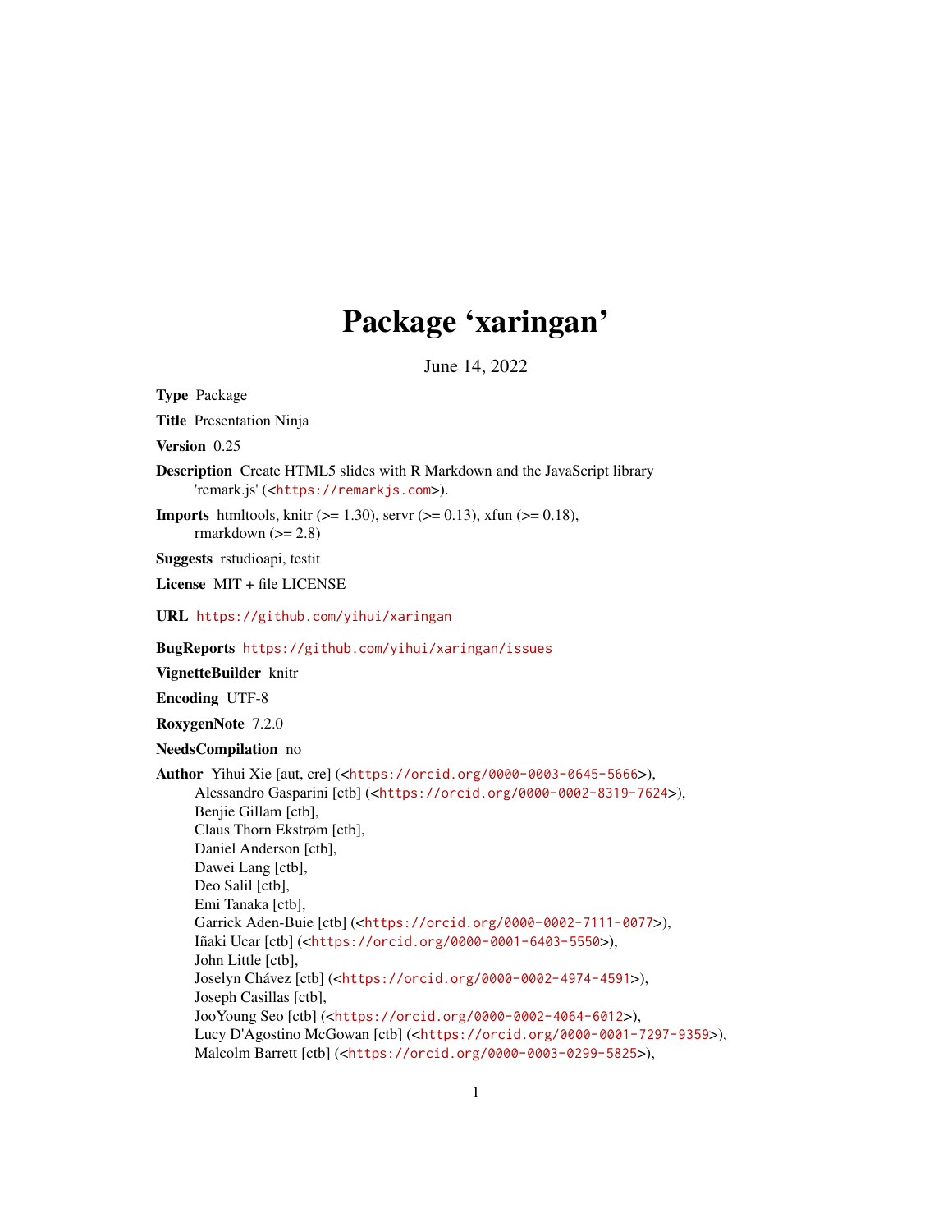# Package 'xaringan'

June 14, 2022

**Type** Package

**Title** Presentation Ninja

**Version** 0.25

**Description** Create HTML5 slides with R Markdown and the JavaScript library 'remark.js' (<https://remarkjs.com>).

**Imports** htmltools, knitr (>= 1.30), servr (>= 0.13), xfun (>= 0.18), rmarkdown (>= 2.8)

**Suggests** rstudioapi, testit

**License** MIT + file LICENSE

**URL** https://github.com/yihui/xaringan

**BugReports** https://github.com/yihui/xaringan/issues

**VignetteBuilder** knitr

**Encoding** UTF-8

**RoxygenNote** 7.2.0

**NeedsCompilation** no

**Author** Yihui Xie [aut, cre] (<https://orcid.org/0000-0003-0645-5666>),
Alessandro Gasparini [ctb] (<https://orcid.org/0000-0002-8319-7624>),
Benjie Gillam [ctb],
Claus Thorn Ekstrøm [ctb],
Daniel Anderson [ctb],
Dawei Lang [ctb],
Deo Salil [ctb],
Emi Tanaka [ctb],
Garrick Aden-Buie [ctb] (<https://orcid.org/0000-0002-7111-0077>),
Iñaki Ucar [ctb] (<https://orcid.org/0000-0001-6403-5550>),
John Little [ctb],
Joselyn Chávez [ctb] (<https://orcid.org/0000-0002-4974-4591>),
Joseph Casillas [ctb],
JooYoung Seo [ctb] (<https://orcid.org/0000-0002-4064-6012>),
Lucy D'Agostino McGowan [ctb] (<https://orcid.org/0000-0001-7297-9359>),
Malcolm Barrett [ctb] (<https://orcid.org/0000-0003-0299-5825>),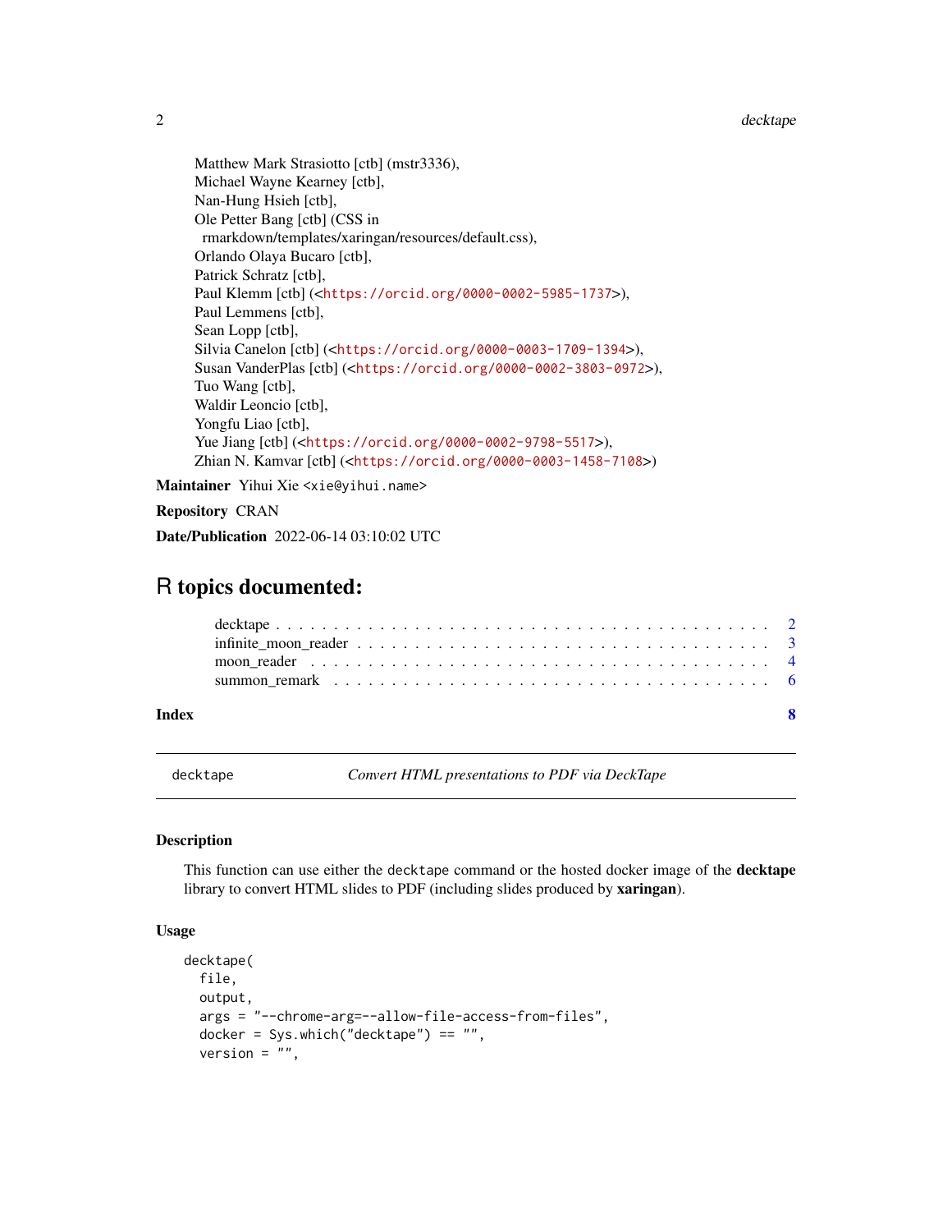Matthew Mark Strasiotto [ctb] (mstr3336),
Michael Wayne Kearney [ctb],
Nan-Hung Hsieh [ctb],
Ole Petter Bang [ctb] (CSS in
 rmarkdown/templates/xaringan/resources/default.css),
Orlando Olaya Bucaro [ctb],
Patrick Schratz [ctb],
Paul Klemm [ctb] (<https://orcid.org/0000-0002-5985-1737>),
Paul Lemmens [ctb],
Sean Lopp [ctb],
Silvia Canelon [ctb] (<https://orcid.org/0000-0003-1709-1394>),
Susan VanderPlas [ctb] (<https://orcid.org/0000-0002-3803-0972>),
Tuo Wang [ctb],
Waldir Leoncio [ctb],
Yongfu Liao [ctb],
Yue Jiang [ctb] (<https://orcid.org/0000-0002-9798-5517>),
Zhian N. Kamvar [ctb] (<https://orcid.org/0000-0003-1458-7108>)

**Maintainer** Yihui Xie <xie@yihui.name>

**Repository** CRAN

**Date/Publication** 2022-06-14 03:10:02 UTC

# R topics documented:

- decktape . . . . . . . . . . . . . . . . . . . . . . . . . . . . . . . . . . . . . . . . 2
- infinite_moon_reader . . . . . . . . . . . . . . . . . . . . . . . . . . . . . . . . . . 3
- moon_reader . . . . . . . . . . . . . . . . . . . . . . . . . . . . . . . . . . . . . . 4
- summon_remark . . . . . . . . . . . . . . . . . . . . . . . . . . . . . . . . . . . . . 6

**Index** 8

---

## decktape — *Convert HTML presentations to PDF via DeckTape*

### Description

This function can use either the `decktape` command or the hosted docker image of the **decktape** library to convert HTML slides to PDF (including slides produced by **xaringan**).

### Usage

```
decktape(
  file,
  output,
  args = "--chrome-arg=--allow-file-access-from-files",
  docker = Sys.which("decktape") == "",
  version = "",
```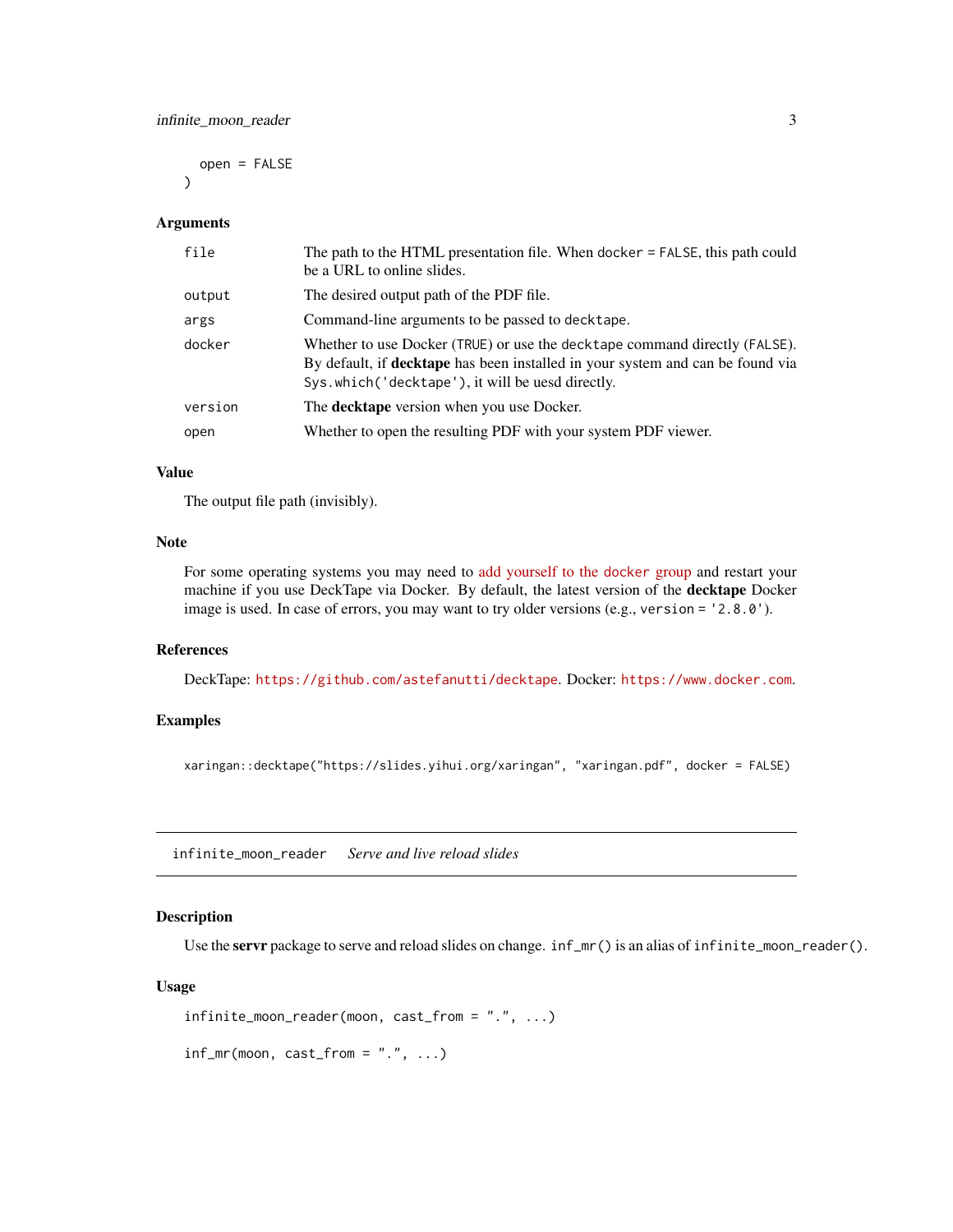```
  open = FALSE
)
```

### Arguments

| | |
|---|---|
| `file` | The path to the HTML presentation file. When `docker = FALSE`, this path could be a URL to online slides. |
| `output` | The desired output path of the PDF file. |
| `args` | Command-line arguments to be passed to `decktape`. |
| `docker` | Whether to use Docker (`TRUE`) or use the `decktape` command directly (`FALSE`). By default, if **decktape** has been installed in your system and can be found via `Sys.which('decktape')`, it will be uesd directly. |
| `version` | The **decktape** version when you use Docker. |
| `open` | Whether to open the resulting PDF with your system PDF viewer. |

### Value

The output file path (invisibly).

### Note

For some operating systems you may need to add yourself to the `docker` group and restart your machine if you use DeckTape via Docker. By default, the latest version of the **decktape** Docker image is used. In case of errors, you may want to try older versions (e.g., `version = '2.8.0'`).

### References

DeckTape: `https://github.com/astefanutti/decktape`. Docker: `https://www.docker.com`.

### Examples

```
xaringan::decktape("https://slides.yihui.org/xaringan", "xaringan.pdf", docker = FALSE)
```

---

## `infinite_moon_reader` *Serve and live reload slides*

### Description

Use the **servr** package to serve and reload slides on change. `inf_mr()` is an alias of `infinite_moon_reader()`.

### Usage

```
infinite_moon_reader(moon, cast_from = ".", ...)

inf_mr(moon, cast_from = ".", ...)
```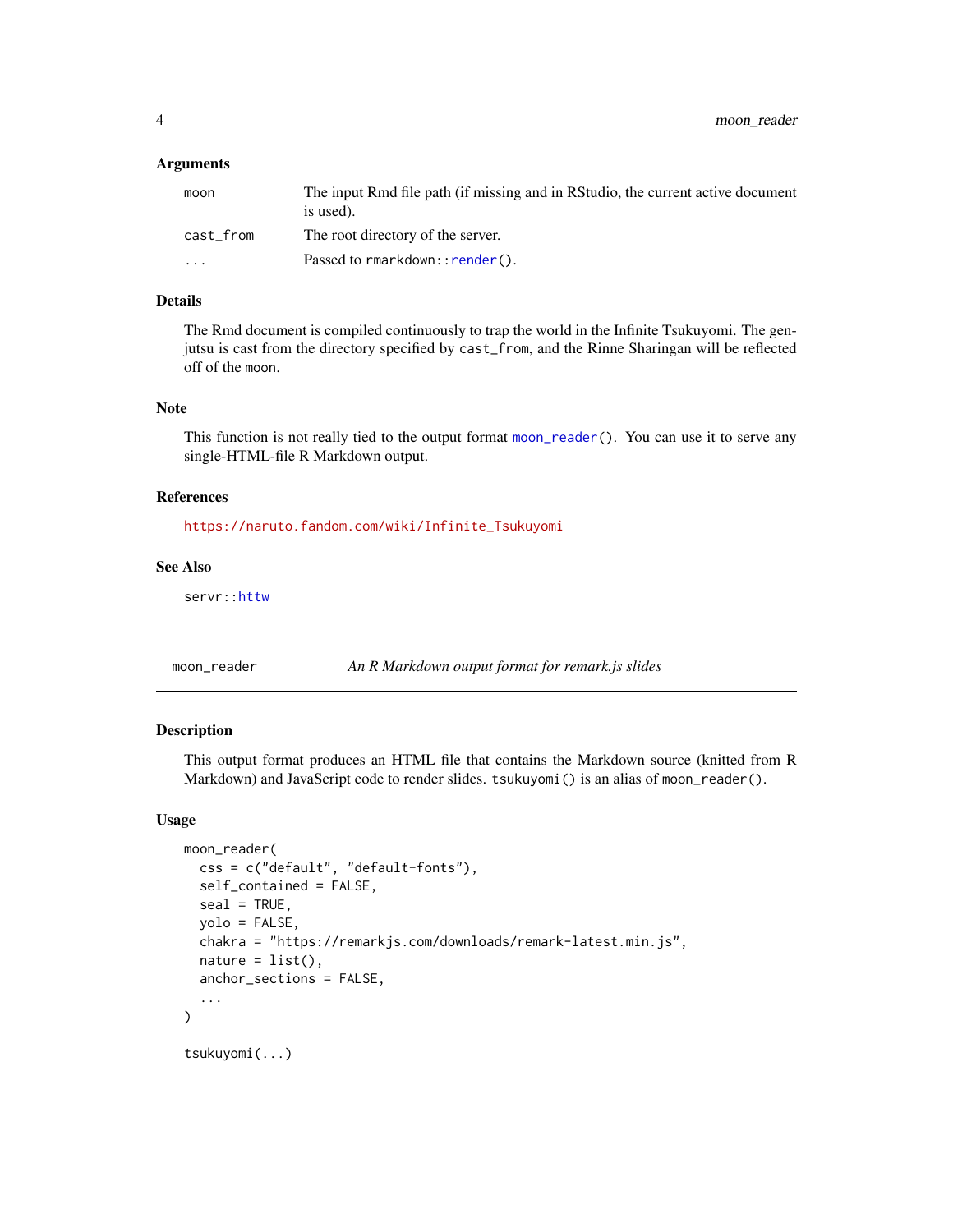### Arguments

| | |
|---|---|
| moon | The input Rmd file path (if missing and in RStudio, the current active document is used). |
| cast_from | The root directory of the server. |
| ... | Passed to `rmarkdown::render()`. |

### Details

The Rmd document is compiled continuously to trap the world in the Infinite Tsukuyomi. The genjutsu is cast from the directory specified by `cast_from`, and the Rinne Sharingan will be reflected off of the `moon`.

### Note

This function is not really tied to the output format `moon_reader()`. You can use it to serve any single-HTML-file R Markdown output.

### References

https://naruto.fandom.com/wiki/Infinite_Tsukuyomi

### See Also

`servr::httw`

---

## moon_reader — *An R Markdown output format for remark.js slides*

### Description

This output format produces an HTML file that contains the Markdown source (knitted from R Markdown) and JavaScript code to render slides. `tsukuyomi()` is an alias of `moon_reader()`.

### Usage

```
moon_reader(
  css = c("default", "default-fonts"),
  self_contained = FALSE,
  seal = TRUE,
  yolo = FALSE,
  chakra = "https://remarkjs.com/downloads/remark-latest.min.js",
  nature = list(),
  anchor_sections = FALSE,
  ...
)

tsukuyomi(...)
```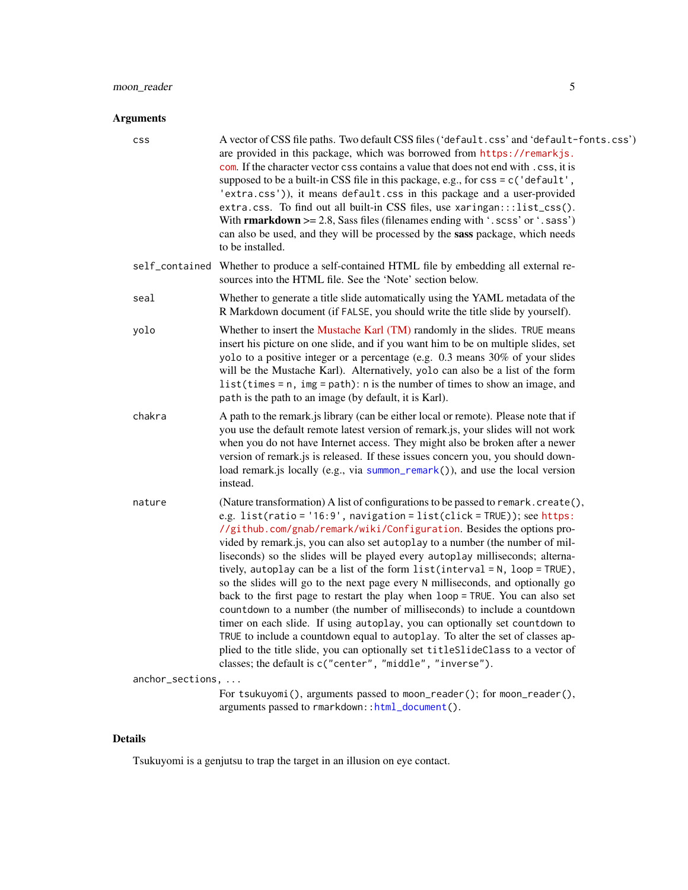## Arguments

**css**
A vector of CSS file paths. Two default CSS files ('`default.css`' and '`default-fonts.css`') are provided in this package, which was borrowed from https://remarkjs.com. If the character vector `css` contains a value that does not end with `.css`, it is supposed to be a built-in CSS file in this package, e.g., for `css = c('default', 'extra.css')`), it means `default.css` in this package and a user-provided `extra.css`. To find out all built-in CSS files, use `xaringan:::list_css()`. With **rmarkdown** >= 2.8, Sass files (filenames ending with '`.scss`' or '`.sass`') can also be used, and they will be processed by the **sass** package, which needs to be installed.

**self_contained**
Whether to produce a self-contained HTML file by embedding all external resources into the HTML file. See the 'Note' section below.

**seal**
Whether to generate a title slide automatically using the YAML metadata of the R Markdown document (if `FALSE`, you should write the title slide by yourself).

**yolo**
Whether to insert the Mustache Karl (TM) randomly in the slides. `TRUE` means insert his picture on one slide, and if you want him to be on multiple slides, set `yolo` to a positive integer or a percentage (e.g. 0.3 means 30% of your slides will be the Mustache Karl). Alternatively, `yolo` can also be a list of the form `list(times = n, img = path)`: `n` is the number of times to show an image, and `path` is the path to an image (by default, it is Karl).

**chakra**
A path to the remark.js library (can be either local or remote). Please note that if you use the default remote latest version of remark.js, your slides will not work when you do not have Internet access. They might also be broken after a newer version of remark.js is released. If these issues concern you, you should download remark.js locally (e.g., via `summon_remark()`), and use the local version instead.

**nature**
(Nature transformation) A list of configurations to be passed to `remark.create()`, e.g. `list(ratio = '16:9', navigation = list(click = TRUE))`; see https://github.com/gnab/remark/wiki/Configuration. Besides the options provided by remark.js, you can also set `autoplay` to a number (the number of milliseconds) so the slides will be played every `autoplay` milliseconds; alternatively, `autoplay` can be a list of the form `list(interval = N, loop = TRUE)`, so the slides will go to the next page every `N` milliseconds, and optionally go back to the first page to restart the play when `loop = TRUE`. You can also set `countdown` to a number (the number of milliseconds) to include a countdown timer on each slide. If using `autoplay`, you can optionally set `countdown` to `TRUE` to include a countdown equal to `autoplay`. To alter the set of classes applied to the title slide, you can optionally set `titleSlideClass` to a vector of classes; the default is `c("center", "middle", "inverse")`.

**anchor_sections, ...**
For `tsukuyomi()`, arguments passed to `moon_reader()`; for `moon_reader()`, arguments passed to `rmarkdown::html_document()`.

## Details

Tsukuyomi is a genjutsu to trap the target in an illusion on eye contact.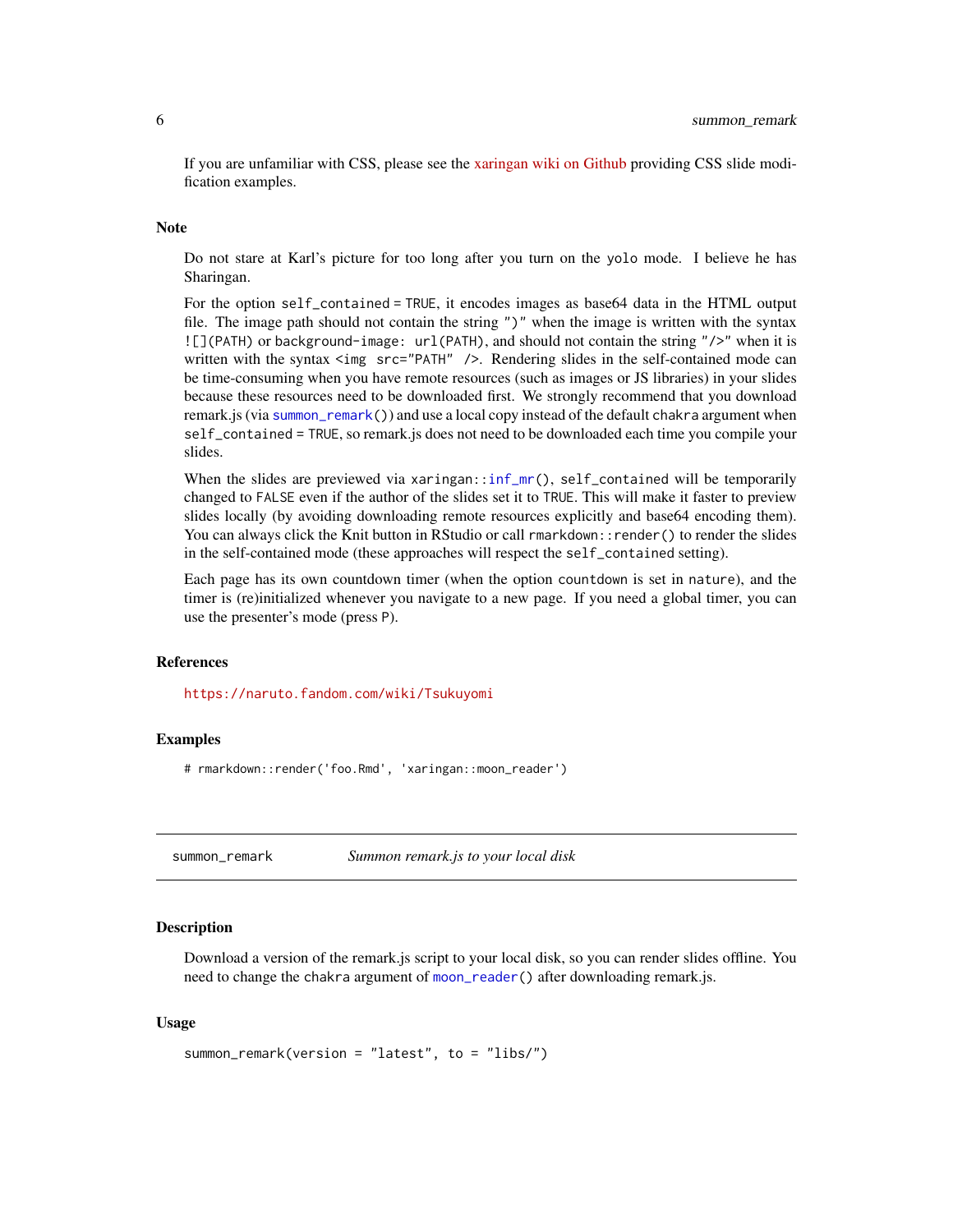If you are unfamiliar with CSS, please see the xaringan wiki on Github providing CSS slide modification examples.

### Note

Do not stare at Karl's picture for too long after you turn on the `yolo` mode. I believe he has Sharingan.

For the option `self_contained = TRUE`, it encodes images as base64 data in the HTML output file. The image path should not contain the string `")"` when the image is written with the syntax `![](PATH)` or `background-image: url(PATH)`, and should not contain the string `"/>"` when it is written with the syntax `<img src="PATH" />`. Rendering slides in the self-contained mode can be time-consuming when you have remote resources (such as images or JS libraries) in your slides because these resources need to be downloaded first. We strongly recommend that you download remark.js (via `summon_remark()`) and use a local copy instead of the default `chakra` argument when `self_contained = TRUE`, so remark.js does not need to be downloaded each time you compile your slides.

When the slides are previewed via `xaringan::inf_mr()`, `self_contained` will be temporarily changed to `FALSE` even if the author of the slides set it to `TRUE`. This will make it faster to preview slides locally (by avoiding downloading remote resources explicitly and base64 encoding them). You can always click the Knit button in RStudio or call `rmarkdown::render()` to render the slides in the self-contained mode (these approaches will respect the `self_contained` setting).

Each page has its own countdown timer (when the option `countdown` is set in `nature`), and the timer is (re)initialized whenever you navigate to a new page. If you need a global timer, you can use the presenter's mode (press `P`).

### References

https://naruto.fandom.com/wiki/Tsukuyomi

### Examples

```
# rmarkdown::render('foo.Rmd', 'xaringan::moon_reader')
```

---

## summon_remark — *Summon remark.js to your local disk*

---

### Description

Download a version of the remark.js script to your local disk, so you can render slides offline. You need to change the `chakra` argument of `moon_reader()` after downloading remark.js.

### Usage

```
summon_remark(version = "latest", to = "libs/")
```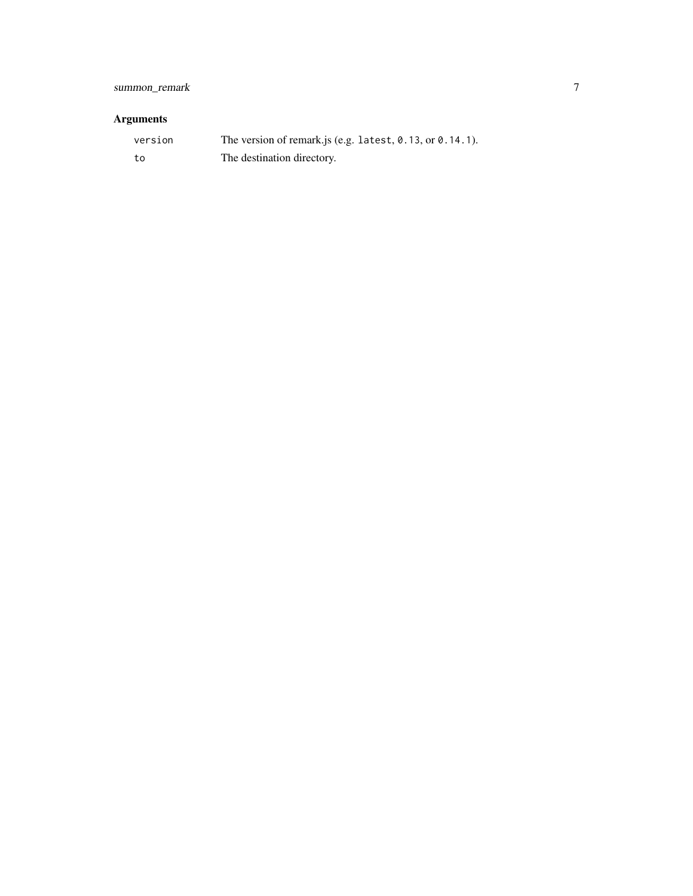## Arguments

| | |
|---|---|
| `version` | The version of remark.js (e.g. `latest`, `0.13`, or `0.14.1`). |
| `to` | The destination directory. |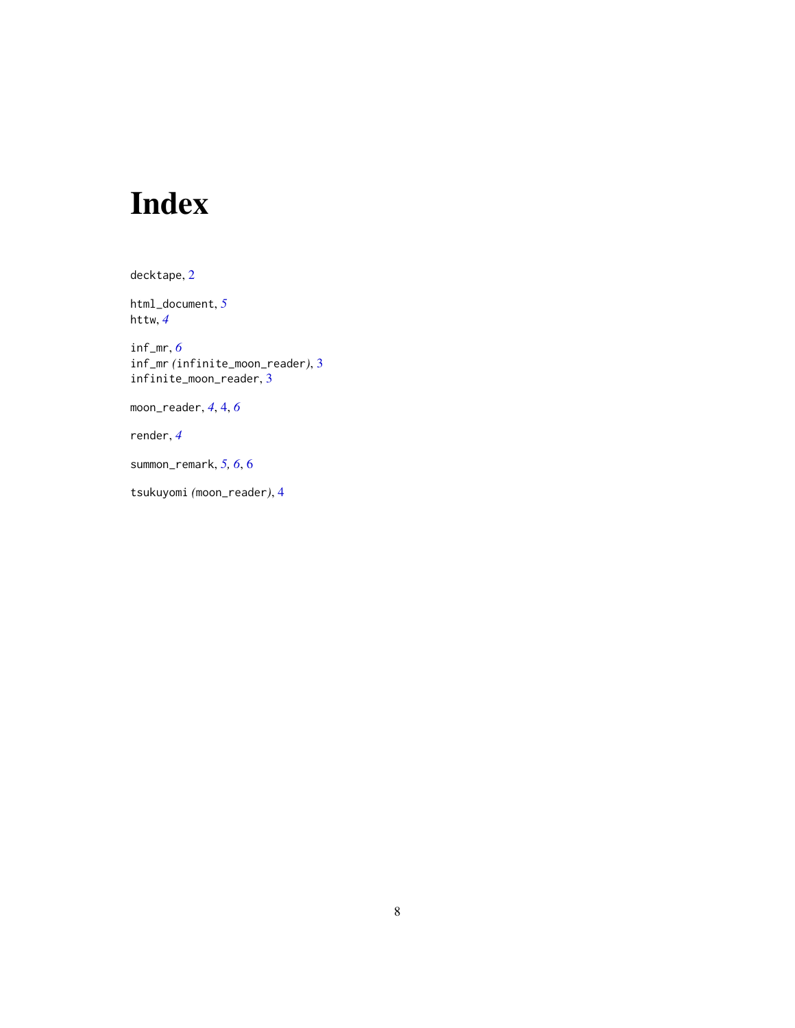# Index

decktape, 2

html_document, *5*
httw, *4*

inf_mr, *6*
inf_mr *(*infinite_moon_reader*)*, 3
infinite_moon_reader, 3

moon_reader, *4*, 4, *6*

render, *4*

summon_remark, *5, 6*, 6

tsukuyomi *(*moon_reader*)*, 4